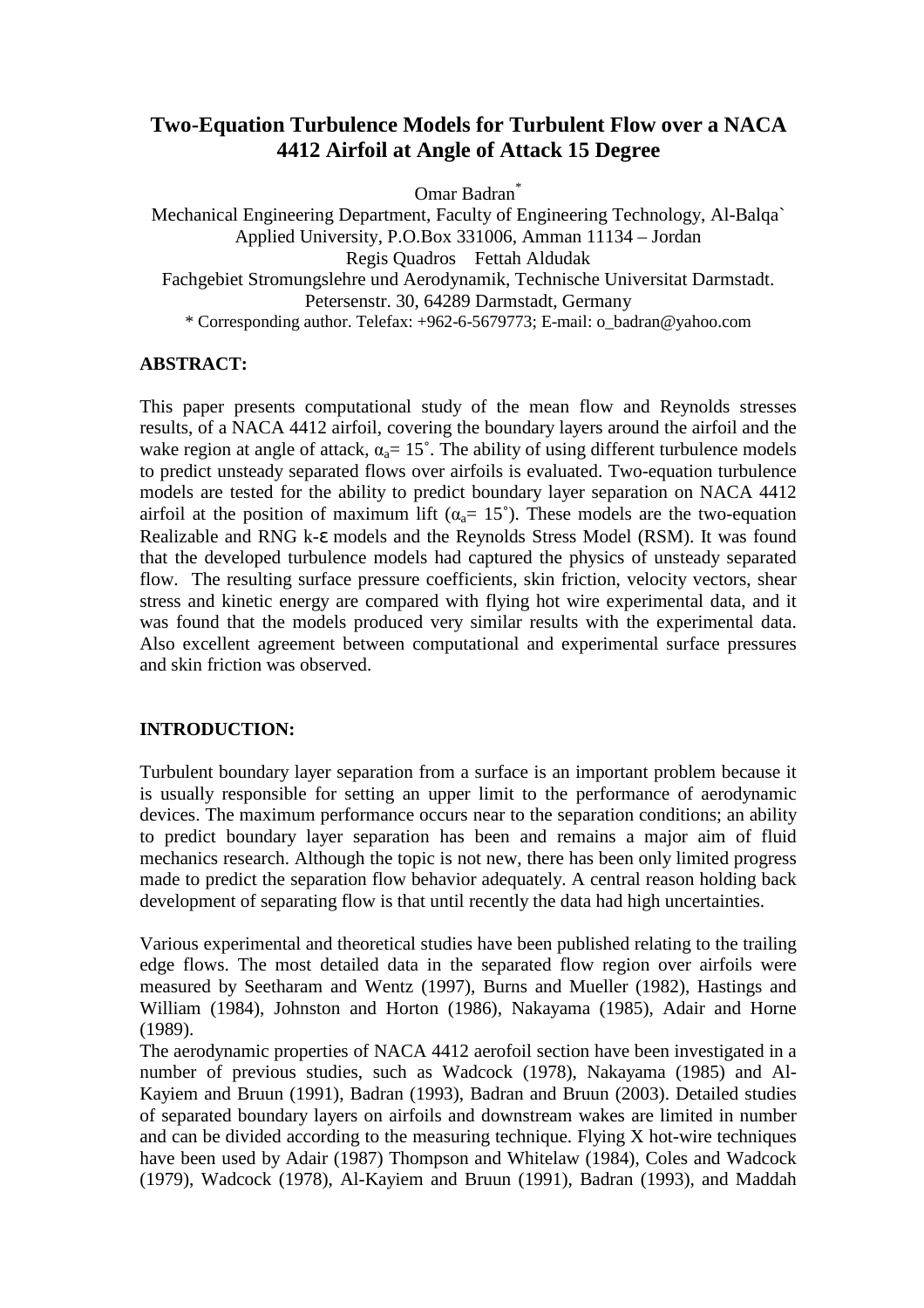# Two-Equation Turbulence Models for Turbulent Flow over a NACA 4412 Airfoil at Angle of Attack 15 Degree

Omar Badran*

Mechanical Engineering Department, Faculty of Engineering Technology, Al-Balqa` Applied University, P.O.Box 331006, Amman 11134 – Jordan

Regis Quadros    Fettah Aldudak

Fachgebiet Stromungslehre und Aerodynamik, Technische Universitat Darmstadt. Petersenstr. 30, 64289 Darmstadt, Germany

\* Corresponding author. Telefax: +962-6-5679773; E-mail: o_badran@yahoo.com

**ABSTRACT:**

This paper presents computational study of the mean flow and Reynolds stresses results, of a NACA 4412 airfoil, covering the boundary layers around the airfoil and the wake region at angle of attack, $\alpha_a = 15^{\circ}$. The ability of using different turbulence models to predict unsteady separated flows over airfoils is evaluated. Two-equation turbulence models are tested for the ability to predict boundary layer separation on NACA 4412 airfoil at the position of maximum lift ($\alpha_a = 15^{\circ}$). These models are the two-equation Realizable and RNG k-ε models and the Reynolds Stress Model (RSM). It was found that the developed turbulence models had captured the physics of unsteady separated flow. The resulting surface pressure coefficients, skin friction, velocity vectors, shear stress and kinetic energy are compared with flying hot wire experimental data, and it was found that the models produced very similar results with the experimental data. Also excellent agreement between computational and experimental surface pressures and skin friction was observed.

**INTRODUCTION:**

Turbulent boundary layer separation from a surface is an important problem because it is usually responsible for setting an upper limit to the performance of aerodynamic devices. The maximum performance occurs near to the separation conditions; an ability to predict boundary layer separation has been and remains a major aim of fluid mechanics research. Although the topic is not new, there has been only limited progress made to predict the separation flow behavior adequately. A central reason holding back development of separating flow is that until recently the data had high uncertainties.

Various experimental and theoretical studies have been published relating to the trailing edge flows. The most detailed data in the separated flow region over airfoils were measured by Seetharam and Wentz (1997), Burns and Mueller (1982), Hastings and William (1984), Johnston and Horton (1986), Nakayama (1985), Adair and Horne (1989).

The aerodynamic properties of NACA 4412 aerofoil section have been investigated in a number of previous studies, such as Wadcock (1978), Nakayama (1985) and Al-Kayiem and Bruun (1991), Badran (1993), Badran and Bruun (2003). Detailed studies of separated boundary layers on airfoils and downstream wakes are limited in number and can be divided according to the measuring technique. Flying X hot-wire techniques have been used by Adair (1987) Thompson and Whitelaw (1984), Coles and Wadcock (1979), Wadcock (1978), Al-Kayiem and Bruun (1991), Badran (1993), and Maddah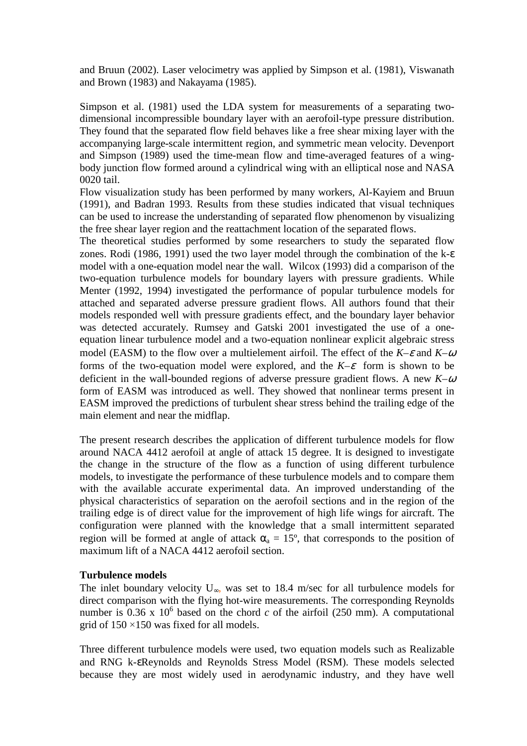and Bruun (2002). Laser velocimetry was applied by Simpson et al. (1981), Viswanath and Brown (1983) and Nakayama (1985).

Simpson et al. (1981) used the LDA system for measurements of a separating two-dimensional incompressible boundary layer with an aerofoil-type pressure distribution. They found that the separated flow field behaves like a free shear mixing layer with the accompanying large-scale intermittent region, and symmetric mean velocity. Devenport and Simpson (1989) used the time-mean flow and time-averaged features of a wing-body junction flow formed around a cylindrical wing with an elliptical nose and NASA 0020 tail.
Flow visualization study has been performed by many workers, Al-Kayiem and Bruun (1991), and Badran 1993. Results from these studies indicated that visual techniques can be used to increase the understanding of separated flow phenomenon by visualizing the free shear layer region and the reattachment location of the separated flows.
The theoretical studies performed by some researchers to study the separated flow zones. Rodi (1986, 1991) used the two layer model through the combination of the k-ε model with a one-equation model near the wall. Wilcox (1993) did a comparison of the two-equation turbulence models for boundary layers with pressure gradients. While Menter (1992, 1994) investigated the performance of popular turbulence models for attached and separated adverse pressure gradient flows. All authors found that their models responded well with pressure gradients effect, and the boundary layer behavior was detected accurately. Rumsey and Gatski 2001 investigated the use of a one-equation linear turbulence model and a two-equation nonlinear explicit algebraic stress model (EASM) to the flow over a multielement airfoil. The effect of the $K–\varepsilon$ and $K–\omega$ forms of the two-equation model were explored, and the $K–\varepsilon$ form is shown to be deficient in the wall-bounded regions of adverse pressure gradient flows. A new $K–\omega$ form of EASM was introduced as well. They showed that nonlinear terms present in EASM improved the predictions of turbulent shear stress behind the trailing edge of the main element and near the midflap.

The present research describes the application of different turbulence models for flow around NACA 4412 aerofoil at angle of attack 15 degree. It is designed to investigate the change in the structure of the flow as a function of using different turbulence models, to investigate the performance of these turbulence models and to compare them with the available accurate experimental data. An improved understanding of the physical characteristics of separation on the aerofoil sections and in the region of the trailing edge is of direct value for the improvement of high life wings for aircraft. The configuration were planned with the knowledge that a small intermittent separated region will be formed at angle of attack $\alpha_a = 15^o$, that corresponds to the position of maximum lift of a NACA 4412 aerofoil section.

**Turbulence models**

The inlet boundary velocity $U_\infty$, was set to 18.4 m/sec for all turbulence models for direct comparison with the flying hot-wire measurements. The corresponding Reynolds number is $0.36 \times 10^6$ based on the chord *c* of the airfoil (250 mm). A computational grid of $150 \times 150$ was fixed for all models.

Three different turbulence models were used, two equation models such as Realizable and RNG k-εReynolds and Reynolds Stress Model (RSM). These models selected because they are most widely used in aerodynamic industry, and they have well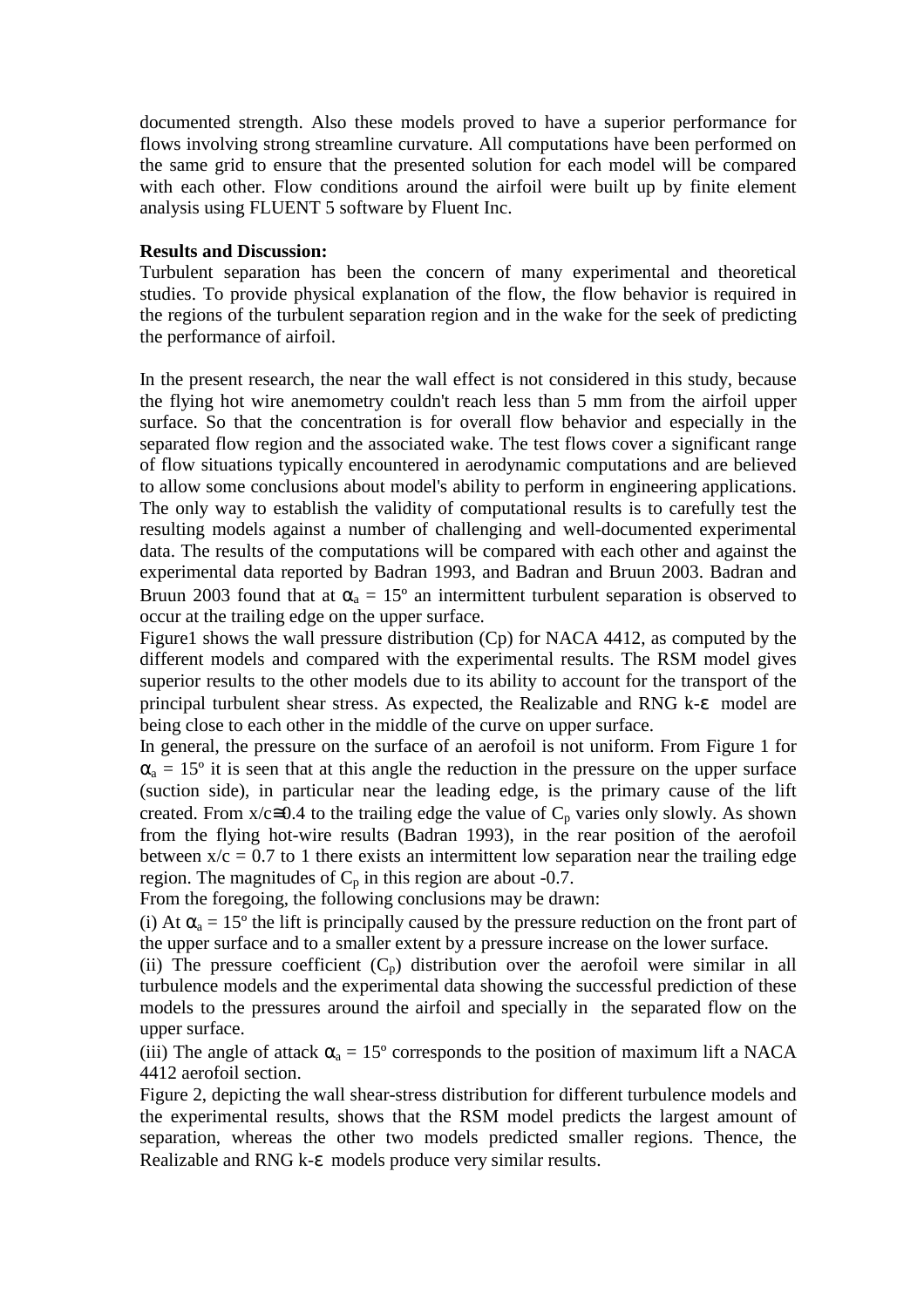documented strength. Also these models proved to have a superior performance for flows involving strong streamline curvature. All computations have been performed on the same grid to ensure that the presented solution for each model will be compared with each other. Flow conditions around the airfoil were built up by finite element analysis using FLUENT 5 software by Fluent Inc.

**Results and Discussion:**

Turbulent separation has been the concern of many experimental and theoretical studies. To provide physical explanation of the flow, the flow behavior is required in the regions of the turbulent separation region and in the wake for the seek of predicting the performance of airfoil.

In the present research, the near the wall effect is not considered in this study, because the flying hot wire anemometry couldn't reach less than 5 mm from the airfoil upper surface. So that the concentration is for overall flow behavior and especially in the separated flow region and the associated wake. The test flows cover a significant range of flow situations typically encountered in aerodynamic computations and are believed to allow some conclusions about model's ability to perform in engineering applications. The only way to establish the validity of computational results is to carefully test the resulting models against a number of challenging and well-documented experimental data. The results of the computations will be compared with each other and against the experimental data reported by Badran 1993, and Badran and Bruun 2003. Badran and Bruun 2003 found that at $\alpha_a = 15^o$ an intermittent turbulent separation is observed to occur at the trailing edge on the upper surface.

Figure1 shows the wall pressure distribution (Cp) for NACA 4412, as computed by the different models and compared with the experimental results. The RSM model gives superior results to the other models due to its ability to account for the transport of the principal turbulent shear stress. As expected, the Realizable and RNG k-$\varepsilon$ model are being close to each other in the middle of the curve on upper surface.

In general, the pressure on the surface of an aerofoil is not uniform. From Figure 1 for $\alpha_a = 15^o$ it is seen that at this angle the reduction in the pressure on the upper surface (suction side), in particular near the leading edge, is the primary cause of the lift created. From $x/c \cong 0.4$ to the trailing edge the value of $C_p$ varies only slowly. As shown from the flying hot-wire results (Badran 1993), in the rear position of the aerofoil between $x/c = 0.7$ to 1 there exists an intermittent low separation near the trailing edge region. The magnitudes of $C_p$ in this region are about -0.7.

From the foregoing, the following conclusions may be drawn:

(i) At $\alpha_a = 15^o$ the lift is principally caused by the pressure reduction on the front part of the upper surface and to a smaller extent by a pressure increase on the lower surface.

(ii) The pressure coefficient ($C_p$) distribution over the aerofoil were similar in all turbulence models and the experimental data showing the successful prediction of these models to the pressures around the airfoil and specially in the separated flow on the upper surface.

(iii) The angle of attack $\alpha_a = 15^o$ corresponds to the position of maximum lift a NACA 4412 aerofoil section.

Figure 2, depicting the wall shear-stress distribution for different turbulence models and the experimental results, shows that the RSM model predicts the largest amount of separation, whereas the other two models predicted smaller regions. Thence, the Realizable and RNG k-$\varepsilon$ models produce very similar results.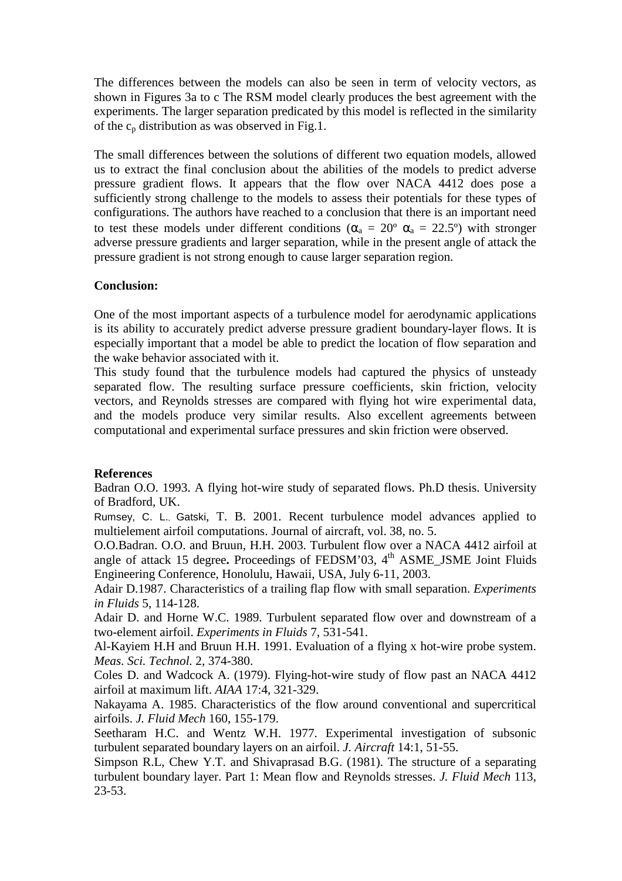The differences between the models can also be seen in term of velocity vectors, as shown in Figures 3a to c The RSM model clearly produces the best agreement with the experiments. The larger separation predicated by this model is reflected in the similarity of the $c_p$ distribution as was observed in Fig.1.

The small differences between the solutions of different two equation models, allowed us to extract the final conclusion about the abilities of the models to predict adverse pressure gradient flows. It appears that the flow over NACA 4412 does pose a sufficiently strong challenge to the models to assess their potentials for these types of configurations. The authors have reached to a conclusion that there is an important need to test these models under different conditions ($\alpha_a$ = 20º $\alpha_a$ = 22.5º) with stronger adverse pressure gradients and larger separation, while in the present angle of attack the pressure gradient is not strong enough to cause larger separation region.

**Conclusion:**

One of the most important aspects of a turbulence model for aerodynamic applications is its ability to accurately predict adverse pressure gradient boundary-layer flows. It is especially important that a model be able to predict the location of flow separation and the wake behavior associated with it.

This study found that the turbulence models had captured the physics of unsteady separated flow. The resulting surface pressure coefficients, skin friction, velocity vectors, and Reynolds stresses are compared with flying hot wire experimental data, and the models produce very similar results. Also excellent agreements between computational and experimental surface pressures and skin friction were observed.

**References**

Badran O.O. 1993. A flying hot-wire study of separated flows. Ph.D thesis. University of Bradford, UK.

Rumsey, C. L., Gatski, T. B. 2001. Recent turbulence model advances applied to multielement airfoil computations. Journal of aircraft, vol. 38, no. 5.

O.O.Badran. O.O. and Bruun, H.H. 2003. Turbulent flow over a NACA 4412 airfoil at angle of attack 15 degree**.** Proceedings of FEDSM'03, 4th ASME_JSME Joint Fluids Engineering Conference, Honolulu, Hawaii, USA, July 6-11, 2003.

Adair D.1987. Characteristics of a trailing flap flow with small separation. *Experiments in Fluids* 5, 114-128.

Adair D. and Horne W.C. 1989. Turbulent separated flow over and downstream of a two-element airfoil. *Experiments in Fluids* 7, 531-541.

Al-Kayiem H.H and Bruun H.H. 1991. Evaluation of a flying x hot-wire probe system. *Meas. Sci. Technol.* 2, 374-380.

Coles D. and Wadcock A. (1979). Flying-hot-wire study of flow past an NACA 4412 airfoil at maximum lift. *AIAA* 17:4, 321-329.

Nakayama A. 1985. Characteristics of the flow around conventional and supercritical airfoils. *J. Fluid Mech* 160, 155-179.

Seetharam H.C. and Wentz W.H. 1977. Experimental investigation of subsonic turbulent separated boundary layers on an airfoil. *J. Aircraft* 14:1, 51-55.

Simpson R.L, Chew Y.T. and Shivaprasad B.G. (1981). The structure of a separating turbulent boundary layer. Part 1: Mean flow and Reynolds stresses. *J. Fluid Mech* 113, 23-53.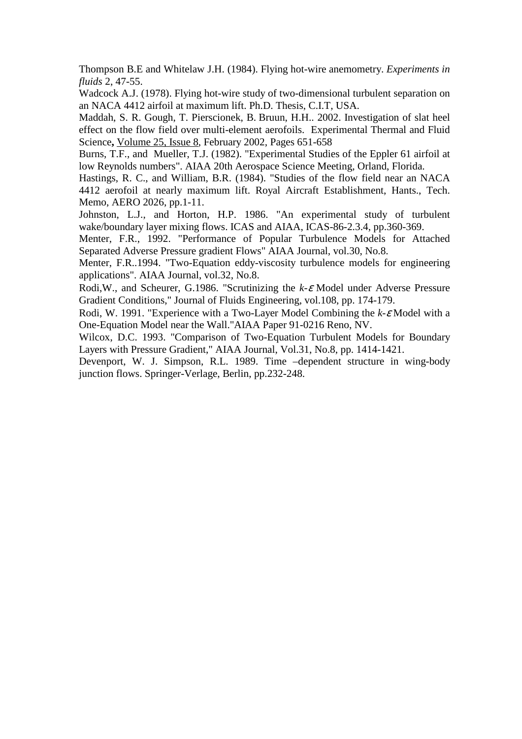Thompson B.E and Whitelaw J.H. (1984). Flying hot-wire anemometry. *Experiments in fluids* 2, 47-55.

Wadcock A.J. (1978). Flying hot-wire study of two-dimensional turbulent separation on an NACA 4412 airfoil at maximum lift. Ph.D. Thesis, C.I.T, USA.

Maddah, S. R. Gough, T. Pierscionek, B. Bruun, H.H.. 2002. Investigation of slat heel effect on the flow field over multi-element aerofoils. Experimental Thermal and Fluid Science**,** Volume 25, Issue 8, February 2002, Pages 651-658

Burns, T.F., and Mueller, T.J. (1982). "Experimental Studies of the Eppler 61 airfoil at low Reynolds numbers". AIAA 20th Aerospace Science Meeting, Orland, Florida.

Hastings, R. C., and William, B.R. (1984). "Studies of the flow field near an NACA 4412 aerofoil at nearly maximum lift. Royal Aircraft Establishment, Hants., Tech. Memo, AERO 2026, pp.1-11.

Johnston, L.J., and Horton, H.P. 1986. "An experimental study of turbulent wake/boundary layer mixing flows. ICAS and AIAA, ICAS-86-2.3.4, pp.360-369.

Menter, F.R., 1992. "Performance of Popular Turbulence Models for Attached Separated Adverse Pressure gradient Flows" AIAA Journal, vol.30, No.8.

Menter, F.R..1994. "Two-Equation eddy-viscosity turbulence models for engineering applications". AIAA Journal, vol.32, No.8.

Rodi,W., and Scheurer, G.1986. "Scrutinizing the $k$-$\varepsilon$ Model under Adverse Pressure Gradient Conditions," Journal of Fluids Engineering, vol.108, pp. 174-179.

Rodi, W. 1991. "Experience with a Two-Layer Model Combining the $k$-$\varepsilon$ Model with a One-Equation Model near the Wall."AIAA Paper 91-0216 Reno, NV.

Wilcox, D.C. 1993. "Comparison of Two-Equation Turbulent Models for Boundary Layers with Pressure Gradient," AIAA Journal, Vol.31, No.8, pp. 1414-1421.

Devenport, W. J. Simpson, R.L. 1989. Time –dependent structure in wing-body junction flows. Springer-Verlage, Berlin, pp.232-248.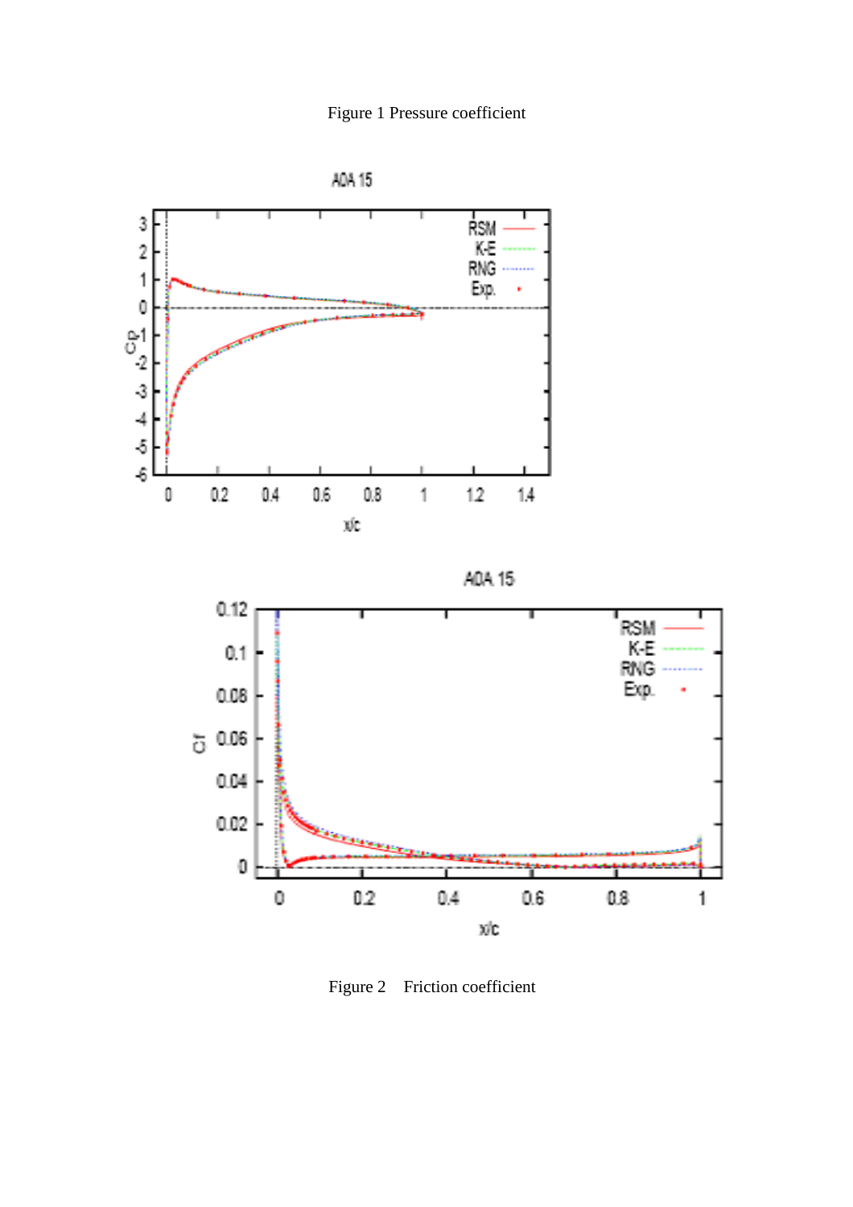Figure 1 Pressure coefficient

Figure 2 Friction coefficient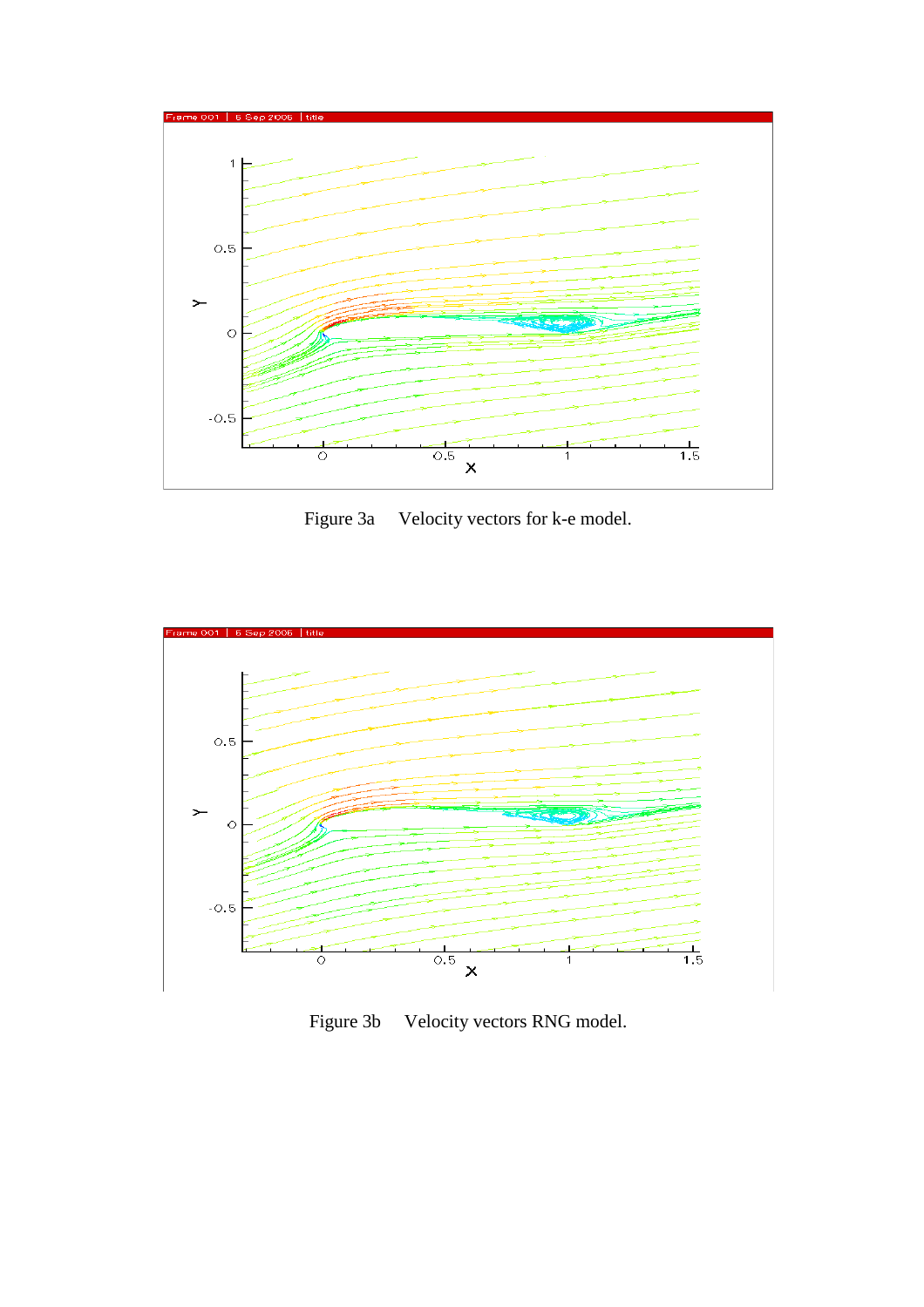Figure 3a Velocity vectors for k-e model.

Figure 3b Velocity vectors RNG model.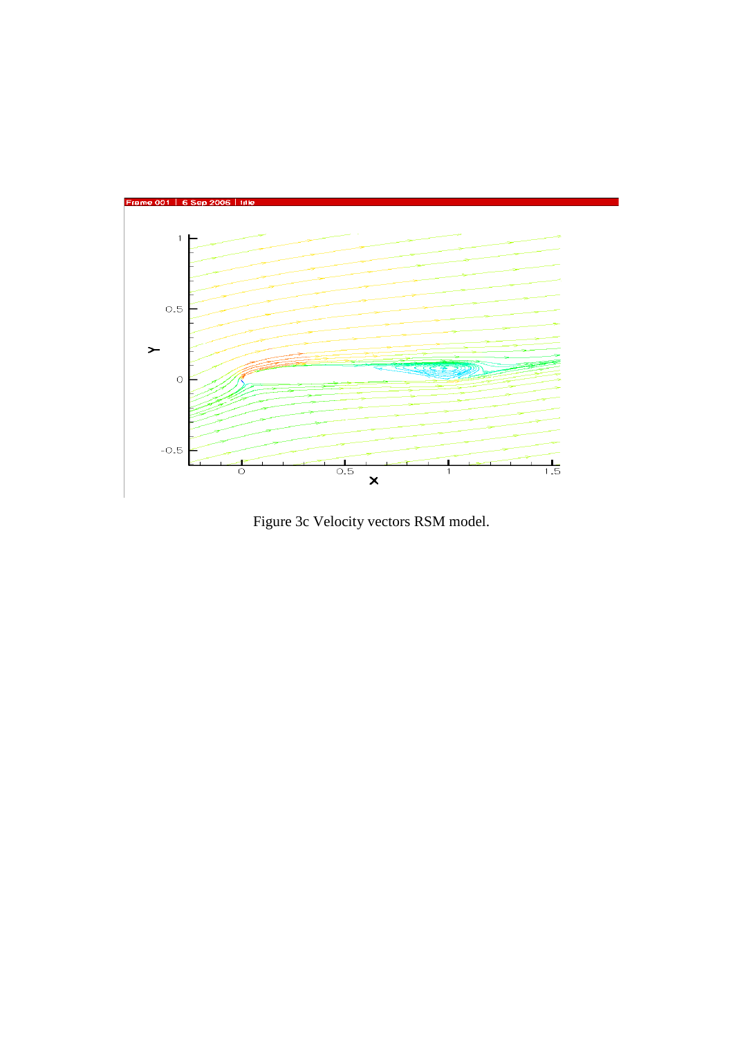Frame 001 | 6 Sep 2006 | title

1

0.5

Y

0

-0.5

0

0.5

X

1

1.5

Figure 3c Velocity vectors RSM model.